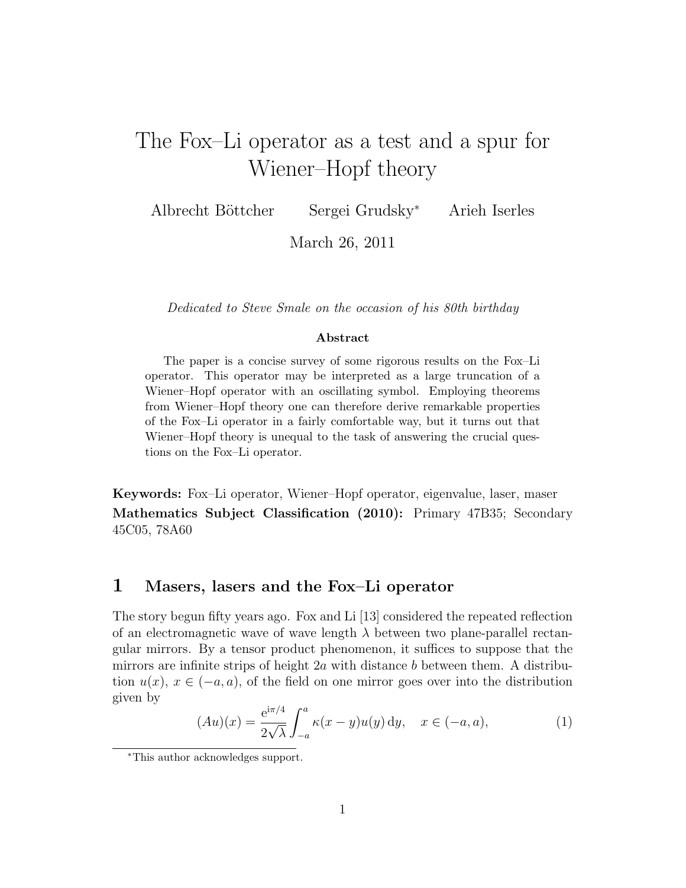# The Fox–Li operator as a test and a spur for Wiener–Hopf theory

Albrecht Böttcher  Sergei Grudsky*  Arieh Iserles

March 26, 2011

*Dedicated to Steve Smale on the occasion of his 80th birthday*

**Abstract**

The paper is a concise survey of some rigorous results on the Fox–Li operator. This operator may be interpreted as a large truncation of a Wiener–Hopf operator with an oscillating symbol. Employing theorems from Wiener–Hopf theory one can therefore derive remarkable properties of the Fox–Li operator in a fairly comfortable way, but it turns out that Wiener–Hopf theory is unequal to the task of answering the crucial questions on the Fox–Li operator.

**Keywords:** Fox–Li operator, Wiener–Hopf operator, eigenvalue, laser, maser

**Mathematics Subject Classification (2010):** Primary 47B35; Secondary 45C05, 78A60

## 1 Masers, lasers and the Fox–Li operator

The story begun fifty years ago. Fox and Li [13] considered the repeated reflection of an electromagnetic wave of wave length $\lambda$ between two plane-parallel rectangular mirrors. By a tensor product phenomenon, it suffices to suppose that the mirrors are infinite strips of height $2a$ with distance $b$ between them. A distribution $u(x)$, $x \in (-a, a)$, of the field on one mirror goes over into the distribution given by

$$(Au)(x) = \frac{e^{i\pi/4}}{2\sqrt{\lambda}} \int_{-a}^{a} \kappa(x-y)u(y)\,dy, \quad x \in (-a, a), \tag{1}$$

*This author acknowledges support.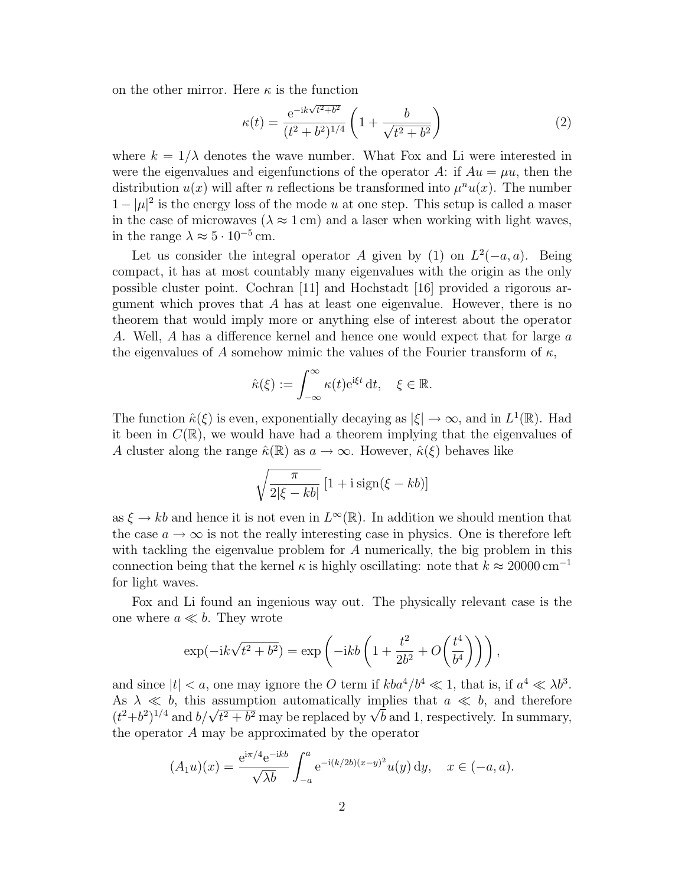on the other mirror. Here $\kappa$ is the function

$$\kappa(t) = \frac{\mathrm{e}^{-\mathrm{i}k\sqrt{t^2+b^2}}}{(t^2+b^2)^{1/4}} \left(1 + \frac{b}{\sqrt{t^2+b^2}}\right) \tag{2}$$

where $k = 1/\lambda$ denotes the wave number. What Fox and Li were interested in were the eigenvalues and eigenfunctions of the operator $A$: if $Au = \mu u$, then the distribution $u(x)$ will after $n$ reflections be transformed into $\mu^n u(x)$. The number $1 - |\mu|^2$ is the energy loss of the mode $u$ at one step. This setup is called a maser in the case of microwaves ($\lambda \approx 1\,\text{cm}$) and a laser when working with light waves, in the range $\lambda \approx 5 \cdot 10^{-5}\,\text{cm}$.

Let us consider the integral operator $A$ given by (1) on $L^2(-a, a)$. Being compact, it has at most countably many eigenvalues with the origin as the only possible cluster point. Cochran [11] and Hochstadt [16] provided a rigorous argument which proves that $A$ has at least one eigenvalue. However, there is no theorem that would imply more or anything else of interest about the operator $A$. Well, $A$ has a difference kernel and hence one would expect that for large $a$ the eigenvalues of $A$ somehow mimic the values of the Fourier transform of $\kappa$,

$$\hat{\kappa}(\xi) := \int_{-\infty}^{\infty} \kappa(t)\mathrm{e}^{\mathrm{i}\xi t}\,\mathrm{d}t, \quad \xi \in \mathbb{R}.$$

The function $\hat{\kappa}(\xi)$ is even, exponentially decaying as $|\xi| \to \infty$, and in $L^1(\mathbb{R})$. Had it been in $C(\mathbb{R})$, we would have had a theorem implying that the eigenvalues of $A$ cluster along the range $\hat{\kappa}(\mathbb{R})$ as $a \to \infty$. However, $\hat{\kappa}(\xi)$ behaves like

$$\sqrt{\frac{\pi}{2|\xi - kb|}}\,[1 + \mathrm{i}\,\mathrm{sign}(\xi - kb)]$$

as $\xi \to kb$ and hence it is not even in $L^\infty(\mathbb{R})$. In addition we should mention that the case $a \to \infty$ is not the really interesting case in physics. One is therefore left with tackling the eigenvalue problem for $A$ numerically, the big problem in this connection being that the kernel $\kappa$ is highly oscillating: note that $k \approx 20000\,\text{cm}^{-1}$ for light waves.

Fox and Li found an ingenious way out. The physically relevant case is the one where $a \ll b$. They wrote

$$\exp(-\mathrm{i}k\sqrt{t^2+b^2}) = \exp\left(-\mathrm{i}kb\left(1 + \frac{t^2}{2b^2} + O\left(\frac{t^4}{b^4}\right)\right)\right),$$

and since $|t| < a$, one may ignore the $O$ term if $kba^4/b^4 \ll 1$, that is, if $a^4 \ll \lambda b^3$. As $\lambda \ll b$, this assumption automatically implies that $a \ll b$, and therefore $(t^2+b^2)^{1/4}$ and $b/\sqrt{t^2+b^2}$ may be replaced by $\sqrt{b}$ and 1, respectively. In summary, the operator $A$ may be approximated by the operator

$$(A_1 u)(x) = \frac{\mathrm{e}^{\mathrm{i}\pi/4}\mathrm{e}^{-\mathrm{i}kb}}{\sqrt{\lambda b}} \int_{-a}^{a} \mathrm{e}^{-\mathrm{i}(k/2b)(x-y)^2} u(y)\,\mathrm{d}y, \quad x \in (-a, a).$$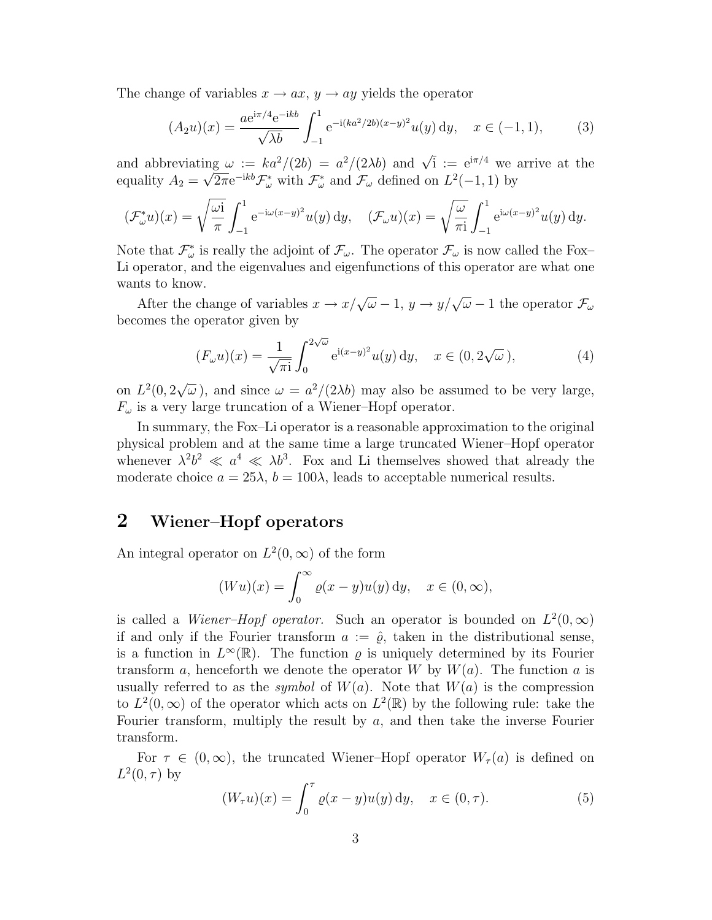The change of variables $x \to ax$, $y \to ay$ yields the operator

$$(A_2 u)(x) = \frac{a\mathrm{e}^{\mathrm{i}\pi/4}\mathrm{e}^{-\mathrm{i}kb}}{\sqrt{\lambda b}} \int_{-1}^{1} \mathrm{e}^{-\mathrm{i}(ka^2/2b)(x-y)^2} u(y)\,\mathrm{d}y, \quad x \in (-1,1), \tag{3}$$

and abbreviating $\omega := ka^2/(2b) = a^2/(2\lambda b)$ and $\sqrt{\mathrm{i}} := \mathrm{e}^{\mathrm{i}\pi/4}$ we arrive at the equality $A_2 = \sqrt{2\pi}\mathrm{e}^{-\mathrm{i}kb}\mathcal{F}_\omega^*$ with $\mathcal{F}_\omega^*$ and $\mathcal{F}_\omega$ defined on $L^2(-1,1)$ by

$$(\mathcal{F}_\omega^* u)(x) = \sqrt{\frac{\omega \mathrm{i}}{\pi}} \int_{-1}^{1} \mathrm{e}^{-\mathrm{i}\omega(x-y)^2} u(y)\,\mathrm{d}y, \quad (\mathcal{F}_\omega u)(x) = \sqrt{\frac{\omega}{\pi \mathrm{i}}} \int_{-1}^{1} \mathrm{e}^{\mathrm{i}\omega(x-y)^2} u(y)\,\mathrm{d}y.$$

Note that $\mathcal{F}_\omega^*$ is really the adjoint of $\mathcal{F}_\omega$. The operator $\mathcal{F}_\omega$ is now called the Fox–Li operator, and the eigenvalues and eigenfunctions of this operator are what one wants to know.

After the change of variables $x \to x/\sqrt{\omega} - 1$, $y \to y/\sqrt{\omega} - 1$ the operator $\mathcal{F}_\omega$ becomes the operator given by

$$(F_\omega u)(x) = \frac{1}{\sqrt{\pi \mathrm{i}}} \int_{0}^{2\sqrt{\omega}} \mathrm{e}^{\mathrm{i}(x-y)^2} u(y)\,\mathrm{d}y, \quad x \in (0, 2\sqrt{\omega}\,), \tag{4}$$

on $L^2(0, 2\sqrt{\omega}\,)$, and since $\omega = a^2/(2\lambda b)$ may also be assumed to be very large, $F_\omega$ is a very large truncation of a Wiener–Hopf operator.

In summary, the Fox–Li operator is a reasonable approximation to the original physical problem and at the same time a large truncated Wiener–Hopf operator whenever $\lambda^2 b^2 \ll a^4 \ll \lambda b^3$. Fox and Li themselves showed that already the moderate choice $a = 25\lambda$, $b = 100\lambda$, leads to acceptable numerical results.

## 2 Wiener–Hopf operators

An integral operator on $L^2(0,\infty)$ of the form

$$(Wu)(x) = \int_0^\infty \varrho(x-y)u(y)\,\mathrm{d}y, \quad x \in (0,\infty),$$

is called a *Wiener–Hopf operator.* Such an operator is bounded on $L^2(0,\infty)$ if and only if the Fourier transform $a := \hat{\varrho}$, taken in the distributional sense, is a function in $L^\infty(\mathbb{R})$. The function $\varrho$ is uniquely determined by its Fourier transform $a$, henceforth we denote the operator $W$ by $W(a)$. The function $a$ is usually referred to as the *symbol* of $W(a)$. Note that $W(a)$ is the compression to $L^2(0,\infty)$ of the operator which acts on $L^2(\mathbb{R})$ by the following rule: take the Fourier transform, multiply the result by $a$, and then take the inverse Fourier transform.

For $\tau \in (0,\infty)$, the truncated Wiener–Hopf operator $W_\tau(a)$ is defined on $L^2(0,\tau)$ by

$$(W_\tau u)(x) = \int_0^\tau \varrho(x-y)u(y)\,\mathrm{d}y, \quad x \in (0,\tau). \tag{5}$$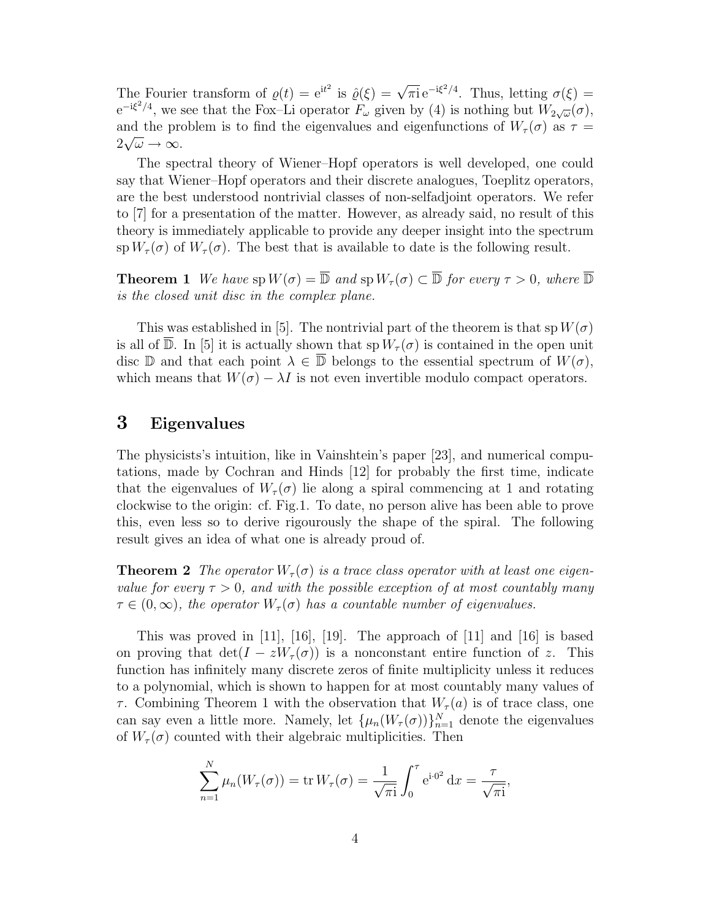The Fourier transform of $\varrho(t) = \mathrm{e}^{\mathrm{i}t^2}$ is $\hat{\varrho}(\xi) = \sqrt{\pi \mathrm{i}}\, \mathrm{e}^{-\mathrm{i}\xi^2/4}$. Thus, letting $\sigma(\xi) = \mathrm{e}^{-\mathrm{i}\xi^2/4}$, we see that the Fox–Li operator $F_\omega$ given by (4) is nothing but $W_{2\sqrt{\omega}}(\sigma)$, and the problem is to find the eigenvalues and eigenfunctions of $W_\tau(\sigma)$ as $\tau = 2\sqrt{\omega} \to \infty$.

The spectral theory of Wiener–Hopf operators is well developed, one could say that Wiener–Hopf operators and their discrete analogues, Toeplitz operators, are the best understood nontrivial classes of non-selfadjoint operators. We refer to [7] for a presentation of the matter. However, as already said, no result of this theory is immediately applicable to provide any deeper insight into the spectrum $\mathrm{sp}\, W_\tau(\sigma)$ of $W_\tau(\sigma)$. The best that is available to date is the following result.

**Theorem 1** *We have* $\mathrm{sp}\, W(\sigma) = \overline{\mathbb{D}}$ *and* $\mathrm{sp}\, W_\tau(\sigma) \subset \overline{\mathbb{D}}$ *for every* $\tau > 0$*, where* $\overline{\mathbb{D}}$ *is the closed unit disc in the complex plane.*

This was established in [5]. The nontrivial part of the theorem is that $\mathrm{sp}\, W(\sigma)$ is all of $\overline{\mathbb{D}}$. In [5] it is actually shown that $\mathrm{sp}\, W_\tau(\sigma)$ is contained in the open unit disc $\mathbb{D}$ and that each point $\lambda \in \overline{\mathbb{D}}$ belongs to the essential spectrum of $W(\sigma)$, which means that $W(\sigma) - \lambda I$ is not even invertible modulo compact operators.

## 3 Eigenvalues

The physicists's intuition, like in Vainshtein's paper [23], and numerical computations, made by Cochran and Hinds [12] for probably the first time, indicate that the eigenvalues of $W_\tau(\sigma)$ lie along a spiral commencing at 1 and rotating clockwise to the origin: cf. Fig.1. To date, no person alive has been able to prove this, even less so to derive rigourously the shape of the spiral. The following result gives an idea of what one is already proud of.

**Theorem 2** *The operator* $W_\tau(\sigma)$ *is a trace class operator with at least one eigenvalue for every* $\tau > 0$*, and with the possible exception of at most countably many* $\tau \in (0, \infty)$*, the operator* $W_\tau(\sigma)$ *has a countable number of eigenvalues.*

This was proved in [11], [16], [19]. The approach of [11] and [16] is based on proving that $\det(I - zW_\tau(\sigma))$ is a nonconstant entire function of $z$. This function has infinitely many discrete zeros of finite multiplicity unless it reduces to a polynomial, which is shown to happen for at most countably many values of $\tau$. Combining Theorem 1 with the observation that $W_\tau(a)$ is of trace class, one can say even a little more. Namely, let $\{\mu_n(W_\tau(\sigma))\}_{n=1}^N$ denote the eigenvalues of $W_\tau(\sigma)$ counted with their algebraic multiplicities. Then

$$\sum_{n=1}^{N} \mu_n(W_\tau(\sigma)) = \mathrm{tr}\, W_\tau(\sigma) = \frac{1}{\sqrt{\pi \mathrm{i}}} \int_0^\tau \mathrm{e}^{\mathrm{i} \cdot 0^2}\, \mathrm{d}x = \frac{\tau}{\sqrt{\pi \mathrm{i}}},$$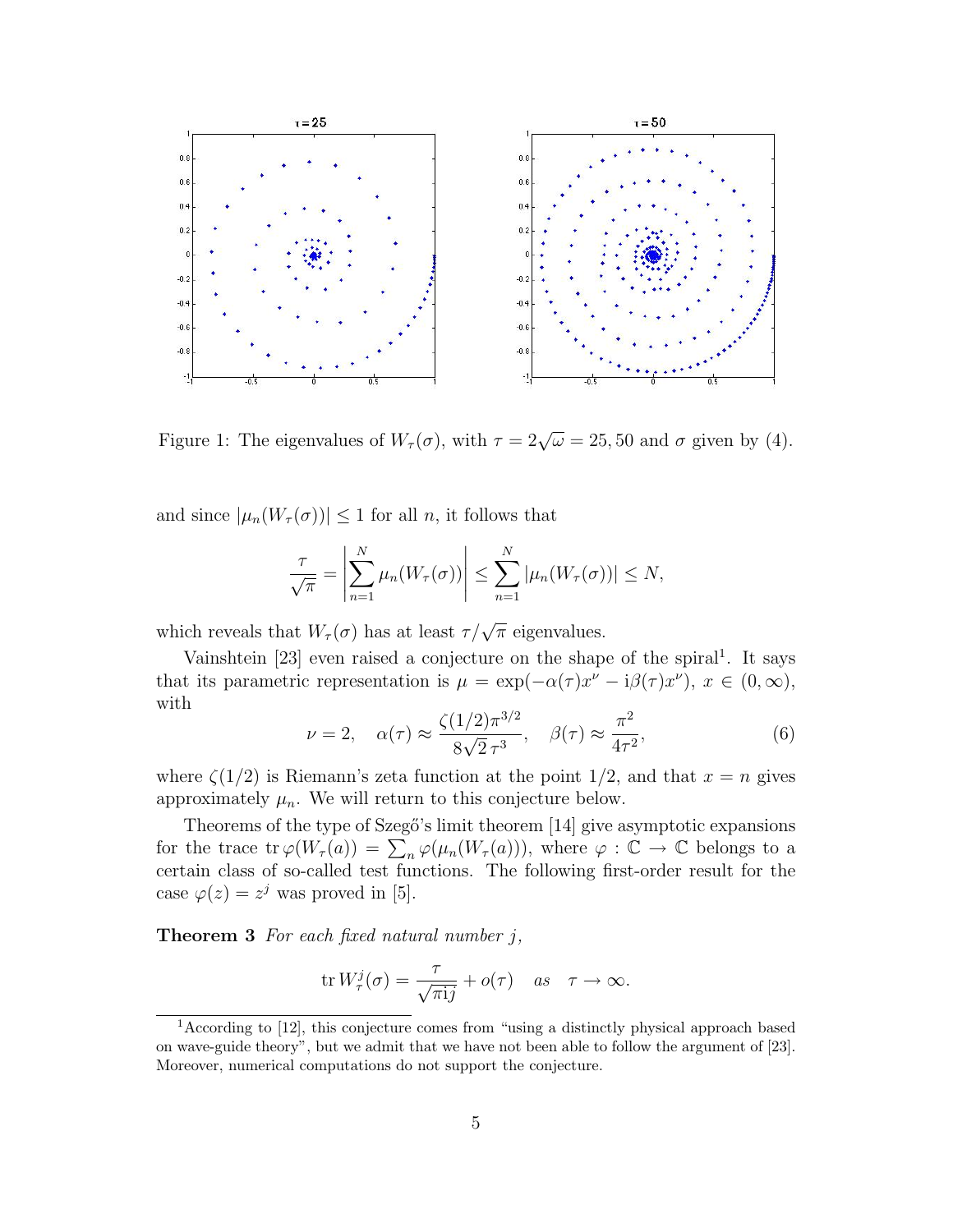Figure 1: The eigenvalues of $W_\tau(\sigma)$, with $\tau = 2\sqrt{\omega} = 25, 50$ and $\sigma$ given by (4).

and since $|\mu_n(W_\tau(\sigma))| \le 1$ for all $n$, it follows that

$$\frac{\tau}{\sqrt{\pi}} = \left| \sum_{n=1}^{N} \mu_n(W_\tau(\sigma)) \right| \le \sum_{n=1}^{N} |\mu_n(W_\tau(\sigma))| \le N,$$

which reveals that $W_\tau(\sigma)$ has at least $\tau/\sqrt{\pi}$ eigenvalues.

Vainshtein [23] even raised a conjecture on the shape of the spiral[1]. It says that its parametric representation is $\mu = \exp(-\alpha(\tau)x^\nu - \mathrm{i}\beta(\tau)x^\nu)$, $x \in (0, \infty)$, with

$$\nu = 2, \quad \alpha(\tau) \approx \frac{\zeta(1/2)\pi^{3/2}}{8\sqrt{2}\,\tau^3}, \quad \beta(\tau) \approx \frac{\pi^2}{4\tau^2}, \tag{6}$$

where $\zeta(1/2)$ is Riemann's zeta function at the point $1/2$, and that $x = n$ gives approximately $\mu_n$. We will return to this conjecture below.

Theorems of the type of Szegő's limit theorem [14] give asymptotic expansions for the trace $\operatorname{tr} \varphi(W_\tau(a)) = \sum_n \varphi(\mu_n(W_\tau(a)))$, where $\varphi : \mathbb{C} \to \mathbb{C}$ belongs to a certain class of so-called test functions. The following first-order result for the case $\varphi(z) = z^j$ was proved in [5].

**Theorem 3** *For each fixed natural number $j$,*

$$\operatorname{tr} W_\tau^j(\sigma) = \frac{\tau}{\sqrt{\pi \mathrm{i} j}} + o(\tau) \quad \textit{as} \quad \tau \to \infty.$$

[1] According to [12], this conjecture comes from "using a distinctly physical approach based on wave-guide theory", but we admit that we have not been able to follow the argument of [23]. Moreover, numerical computations do not support the conjecture.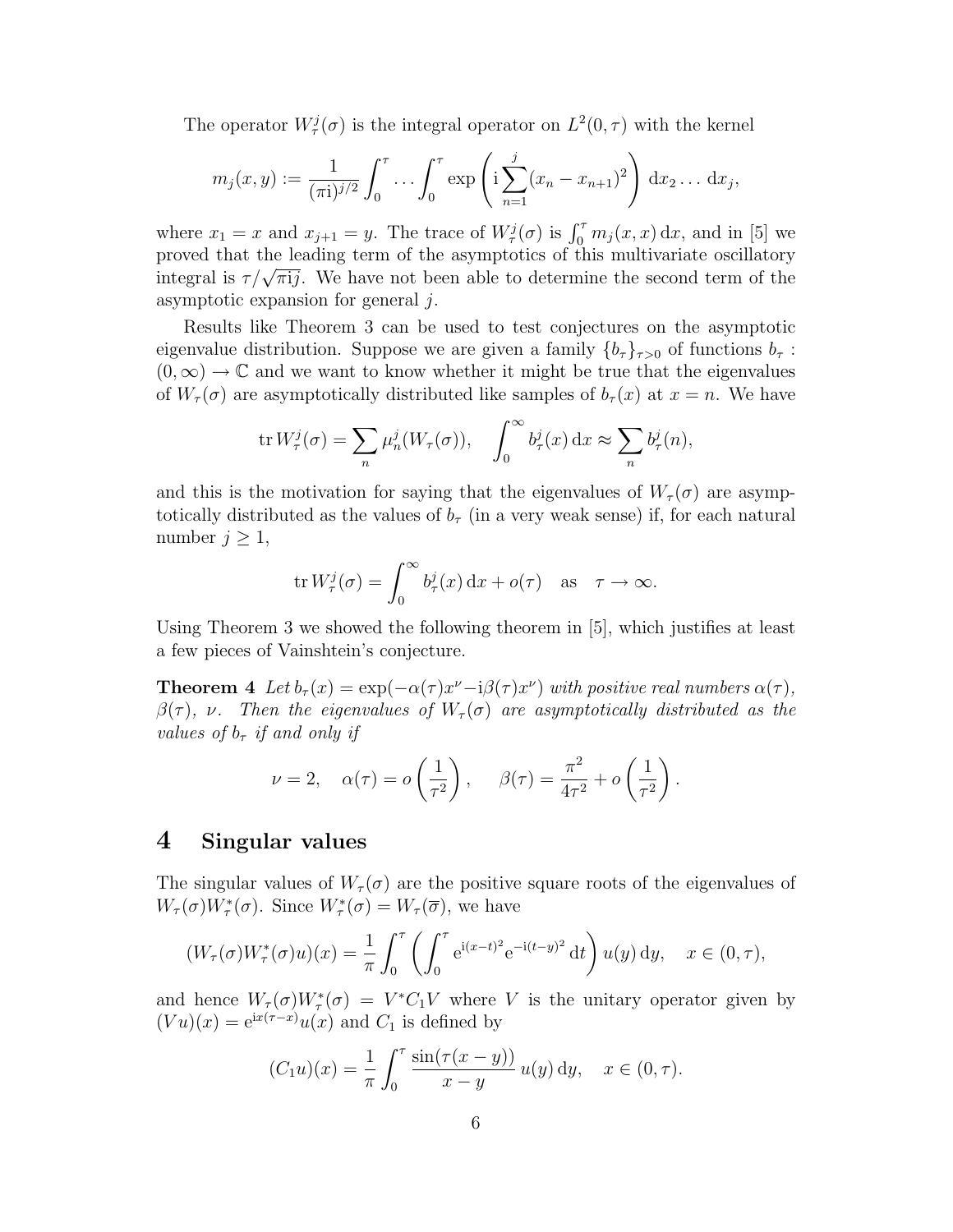The operator $W_\tau^j(\sigma)$ is the integral operator on $L^2(0,\tau)$ with the kernel

$$m_j(x,y) := \frac{1}{(\pi\mathrm{i})^{j/2}} \int_0^\tau \dots \int_0^\tau \exp\left(\mathrm{i}\sum_{n=1}^{j}(x_n - x_{n+1})^2\right) \mathrm{d}x_2 \dots \mathrm{d}x_j,$$

where $x_1 = x$ and $x_{j+1} = y$. The trace of $W_\tau^j(\sigma)$ is $\int_0^\tau m_j(x,x)\,\mathrm{d}x$, and in [5] we proved that the leading term of the asymptotics of this multivariate oscillatory integral is $\tau/\sqrt{\pi\mathrm{i}j}$. We have not been able to determine the second term of the asymptotic expansion for general $j$.

Results like Theorem 3 can be used to test conjectures on the asymptotic eigenvalue distribution. Suppose we are given a family $\{b_\tau\}_{\tau>0}$ of functions $b_\tau : (0,\infty) \to \mathbb{C}$ and we want to know whether it might be true that the eigenvalues of $W_\tau(\sigma)$ are asymptotically distributed like samples of $b_\tau(x)$ at $x = n$. We have

$$\operatorname{tr} W_\tau^j(\sigma) = \sum_n \mu_n^j(W_\tau(\sigma)), \quad \int_0^\infty b_\tau^j(x)\,\mathrm{d}x \approx \sum_n b_\tau^j(n),$$

and this is the motivation for saying that the eigenvalues of $W_\tau(\sigma)$ are asymptotically distributed as the values of $b_\tau$ (in a very weak sense) if, for each natural number $j \geq 1$,

$$\operatorname{tr} W_\tau^j(\sigma) = \int_0^\infty b_\tau^j(x)\,\mathrm{d}x + o(\tau) \quad \text{as} \quad \tau \to \infty.$$

Using Theorem 3 we showed the following theorem in [5], which justifies at least a few pieces of Vainshtein's conjecture.

**Theorem 4** *Let $b_\tau(x) = \exp(-\alpha(\tau)x^\nu - \mathrm{i}\beta(\tau)x^\nu)$ with positive real numbers $\alpha(\tau)$, $\beta(\tau)$, $\nu$. Then the eigenvalues of $W_\tau(\sigma)$ are asymptotically distributed as the values of $b_\tau$ if and only if*

$$\nu = 2, \quad \alpha(\tau) = o\left(\frac{1}{\tau^2}\right), \qquad \beta(\tau) = \frac{\pi^2}{4\tau^2} + o\left(\frac{1}{\tau^2}\right).$$

# 4 Singular values

The singular values of $W_\tau(\sigma)$ are the positive square roots of the eigenvalues of $W_\tau(\sigma)W_\tau^*(\sigma)$. Since $W_\tau^*(\sigma) = W_\tau(\overline{\sigma})$, we have

$$(W_\tau(\sigma)W_\tau^*(\sigma)u)(x) = \frac{1}{\pi}\int_0^\tau \left(\int_0^\tau \mathrm{e}^{\mathrm{i}(x-t)^2}\mathrm{e}^{-\mathrm{i}(t-y)^2}\,\mathrm{d}t\right) u(y)\,\mathrm{d}y, \quad x \in (0,\tau),$$

and hence $W_\tau(\sigma)W_\tau^*(\sigma) = V^* C_1 V$ where $V$ is the unitary operator given by $(Vu)(x) = \mathrm{e}^{\mathrm{i}x(\tau-x)}u(x)$ and $C_1$ is defined by

$$(C_1 u)(x) = \frac{1}{\pi}\int_0^\tau \frac{\sin(\tau(x-y))}{x-y}\,u(y)\,\mathrm{d}y, \quad x \in (0,\tau).$$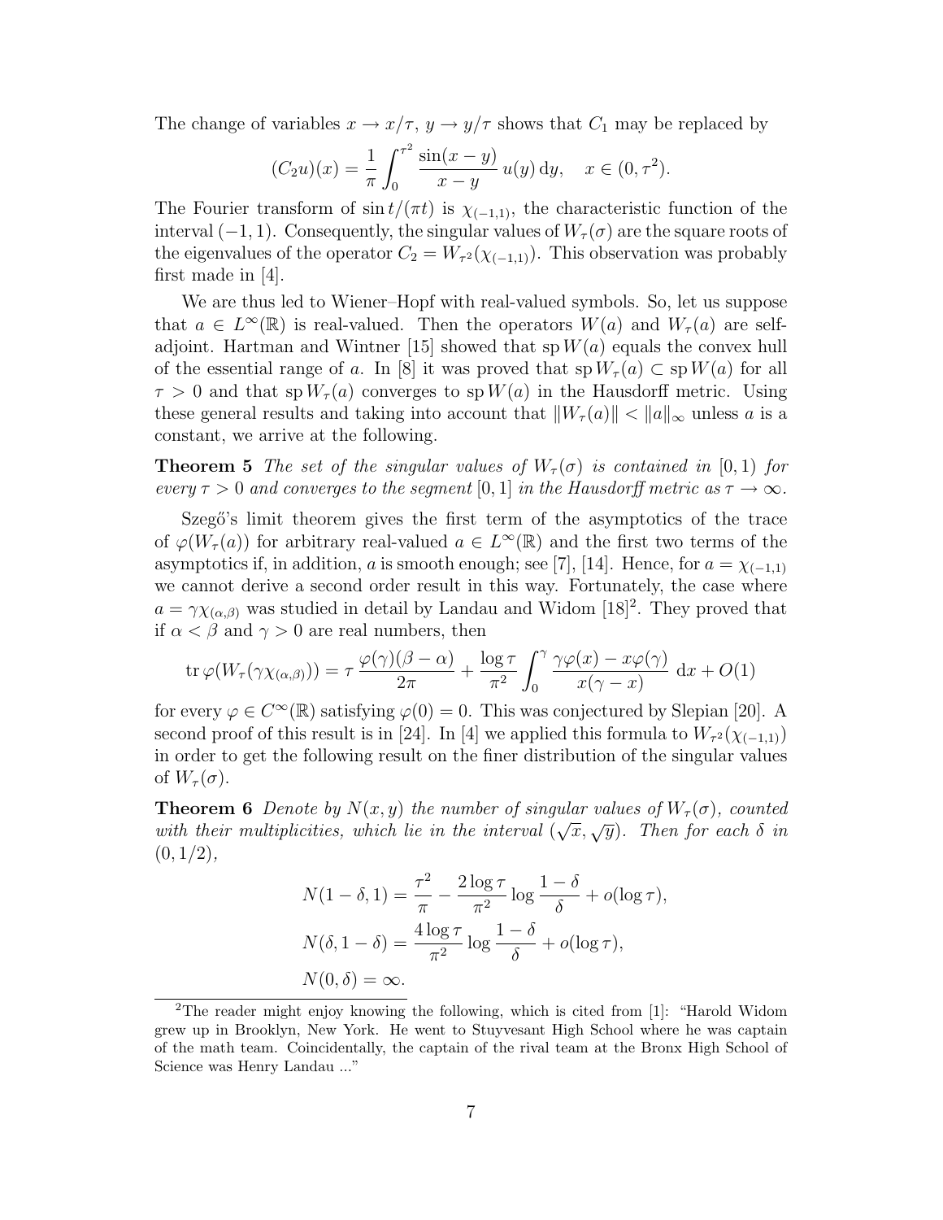The change of variables $x \to x/\tau$, $y \to y/\tau$ shows that $C_1$ may be replaced by

$$(C_2 u)(x) = \frac{1}{\pi} \int_0^{\tau^2} \frac{\sin(x-y)}{x-y}\, u(y)\, \mathrm{d}y, \quad x \in (0, \tau^2).$$

The Fourier transform of $\sin t/(\pi t)$ is $\chi_{(-1,1)}$, the characteristic function of the interval $(-1,1)$. Consequently, the singular values of $W_\tau(\sigma)$ are the square roots of the eigenvalues of the operator $C_2 = W_{\tau^2}(\chi_{(-1,1)})$. This observation was probably first made in [4].

We are thus led to Wiener–Hopf with real-valued symbols. So, let us suppose that $a \in L^\infty(\mathbb{R})$ is real-valued. Then the operators $W(a)$ and $W_\tau(a)$ are selfadjoint. Hartman and Wintner [15] showed that $\operatorname{sp} W(a)$ equals the convex hull of the essential range of $a$. In [8] it was proved that $\operatorname{sp} W_\tau(a) \subset \operatorname{sp} W(a)$ for all $\tau > 0$ and that $\operatorname{sp} W_\tau(a)$ converges to $\operatorname{sp} W(a)$ in the Hausdorff metric. Using these general results and taking into account that $\|W_\tau(a)\| < \|a\|_\infty$ unless $a$ is a constant, we arrive at the following.

**Theorem 5** *The set of the singular values of $W_\tau(\sigma)$ is contained in $[0,1)$ for every $\tau > 0$ and converges to the segment $[0,1]$ in the Hausdorff metric as $\tau \to \infty$.*

Szegő's limit theorem gives the first term of the asymptotics of the trace of $\varphi(W_\tau(a))$ for arbitrary real-valued $a \in L^\infty(\mathbb{R})$ and the first two terms of the asymptotics if, in addition, $a$ is smooth enough; see [7], [14]. Hence, for $a = \chi_{(-1,1)}$ we cannot derive a second order result in this way. Fortunately, the case where $a = \gamma\chi_{(\alpha,\beta)}$ was studied in detail by Landau and Widom [18][2]. They proved that if $\alpha < \beta$ and $\gamma > 0$ are real numbers, then

$$\operatorname{tr} \varphi(W_\tau(\gamma\chi_{(\alpha,\beta)})) = \tau\, \frac{\varphi(\gamma)(\beta-\alpha)}{2\pi} + \frac{\log \tau}{\pi^2} \int_0^\gamma \frac{\gamma\varphi(x) - x\varphi(\gamma)}{x(\gamma - x)}\, \mathrm{d}x + O(1)$$

for every $\varphi \in C^\infty(\mathbb{R})$ satisfying $\varphi(0) = 0$. This was conjectured by Slepian [20]. A second proof of this result is in [24]. In [4] we applied this formula to $W_{\tau^2}(\chi_{(-1,1)})$ in order to get the following result on the finer distribution of the singular values of $W_\tau(\sigma)$.

**Theorem 6** *Denote by $N(x,y)$ the number of singular values of $W_\tau(\sigma)$, counted with their multiplicities, which lie in the interval $(\sqrt{x}, \sqrt{y})$. Then for each $\delta$ in $(0, 1/2)$,*

$$N(1-\delta, 1) = \frac{\tau^2}{\pi} - \frac{2\log\tau}{\pi^2} \log\frac{1-\delta}{\delta} + o(\log\tau),$$

$$N(\delta, 1-\delta) = \frac{4\log\tau}{\pi^2} \log\frac{1-\delta}{\delta} + o(\log\tau),$$

$$N(0,\delta) = \infty.$$

[2] The reader might enjoy knowing the following, which is cited from [1]: "Harold Widom grew up in Brooklyn, New York. He went to Stuyvesant High School where he was captain of the math team. Coincidentally, the captain of the rival team at the Bronx High School of Science was Henry Landau ..."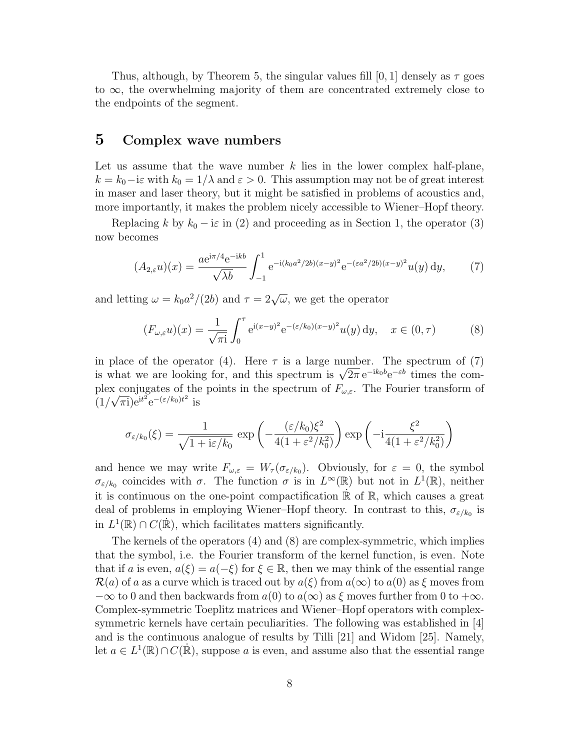Thus, although, by Theorem 5, the singular values fill $[0,1]$ densely as $\tau$ goes to $\infty$, the overwhelming majority of them are concentrated extremely close to the endpoints of the segment.

## 5 Complex wave numbers

Let us assume that the wave number $k$ lies in the lower complex half-plane, $k = k_0 - \mathrm{i}\varepsilon$ with $k_0 = 1/\lambda$ and $\varepsilon > 0$. This assumption may not be of great interest in maser and laser theory, but it might be satisfied in problems of acoustics and, more importantly, it makes the problem nicely accessible to Wiener–Hopf theory.

Replacing $k$ by $k_0 - \mathrm{i}\varepsilon$ in (2) and proceeding as in Section 1, the operator (3) now becomes

$$(A_{2,\varepsilon}u)(x) = \frac{a\mathrm{e}^{\mathrm{i}\pi/4}\mathrm{e}^{-\mathrm{i}kb}}{\sqrt{\lambda b}} \int_{-1}^{1} \mathrm{e}^{-\mathrm{i}(k_0a^2/2b)(x-y)^2}\mathrm{e}^{-(\varepsilon a^2/2b)(x-y)^2}u(y)\,\mathrm{d}y, \tag{7}$$

and letting $\omega = k_0a^2/(2b)$ and $\tau = 2\sqrt{\omega}$, we get the operator

$$(F_{\omega,\varepsilon}u)(x) = \frac{1}{\sqrt{\pi\mathrm{i}}} \int_0^\tau \mathrm{e}^{\mathrm{i}(x-y)^2}\mathrm{e}^{-(\varepsilon/k_0)(x-y)^2}u(y)\,\mathrm{d}y, \quad x \in (0,\tau) \tag{8}$$

in place of the operator (4). Here $\tau$ is a large number. The spectrum of (7) is what we are looking for, and this spectrum is $\sqrt{2\pi}\,\mathrm{e}^{-\mathrm{i}k_0b}\mathrm{e}^{-\varepsilon b}$ times the complex conjugates of the points in the spectrum of $F_{\omega,\varepsilon}$. The Fourier transform of $(1/\sqrt{\pi\mathrm{i}})\mathrm{e}^{\mathrm{i}t^2}\mathrm{e}^{-(\varepsilon/k_0)t^2}$ is

$$\sigma_{\varepsilon/k_0}(\xi) = \frac{1}{\sqrt{1+\mathrm{i}\varepsilon/k_0}}\,\exp\left(-\frac{(\varepsilon/k_0)\xi^2}{4(1+\varepsilon^2/k_0^2)}\right)\exp\left(-\mathrm{i}\frac{\xi^2}{4(1+\varepsilon^2/k_0^2)}\right)$$

and hence we may write $F_{\omega,\varepsilon} = W_\tau(\sigma_{\varepsilon/k_0})$. Obviously, for $\varepsilon = 0$, the symbol $\sigma_{\varepsilon/k_0}$ coincides with $\sigma$. The function $\sigma$ is in $L^\infty(\mathbb{R})$ but not in $L^1(\mathbb{R})$, neither it is continuous on the one-point compactification $\dot{\mathbb{R}}$ of $\mathbb{R}$, which causes a great deal of problems in employing Wiener–Hopf theory. In contrast to this, $\sigma_{\varepsilon/k_0}$ is in $L^1(\mathbb{R}) \cap C(\dot{\mathbb{R}})$, which facilitates matters significantly.

The kernels of the operators (4) and (8) are complex-symmetric, which implies that the symbol, i.e. the Fourier transform of the kernel function, is even. Note that if $a$ is even, $a(\xi) = a(-\xi)$ for $\xi \in \mathbb{R}$, then we may think of the essential range $\mathcal{R}(a)$ of $a$ as a curve which is traced out by $a(\xi)$ from $a(\infty)$ to $a(0)$ as $\xi$ moves from $-\infty$ to $0$ and then backwards from $a(0)$ to $a(\infty)$ as $\xi$ moves further from $0$ to $+\infty$. Complex-symmetric Toeplitz matrices and Wiener–Hopf operators with complex-symmetric kernels have certain peculiarities. The following was established in [4] and is the continuous analogue of results by Tilli [21] and Widom [25]. Namely, let $a \in L^1(\mathbb{R}) \cap C(\dot{\mathbb{R}})$, suppose $a$ is even, and assume also that the essential range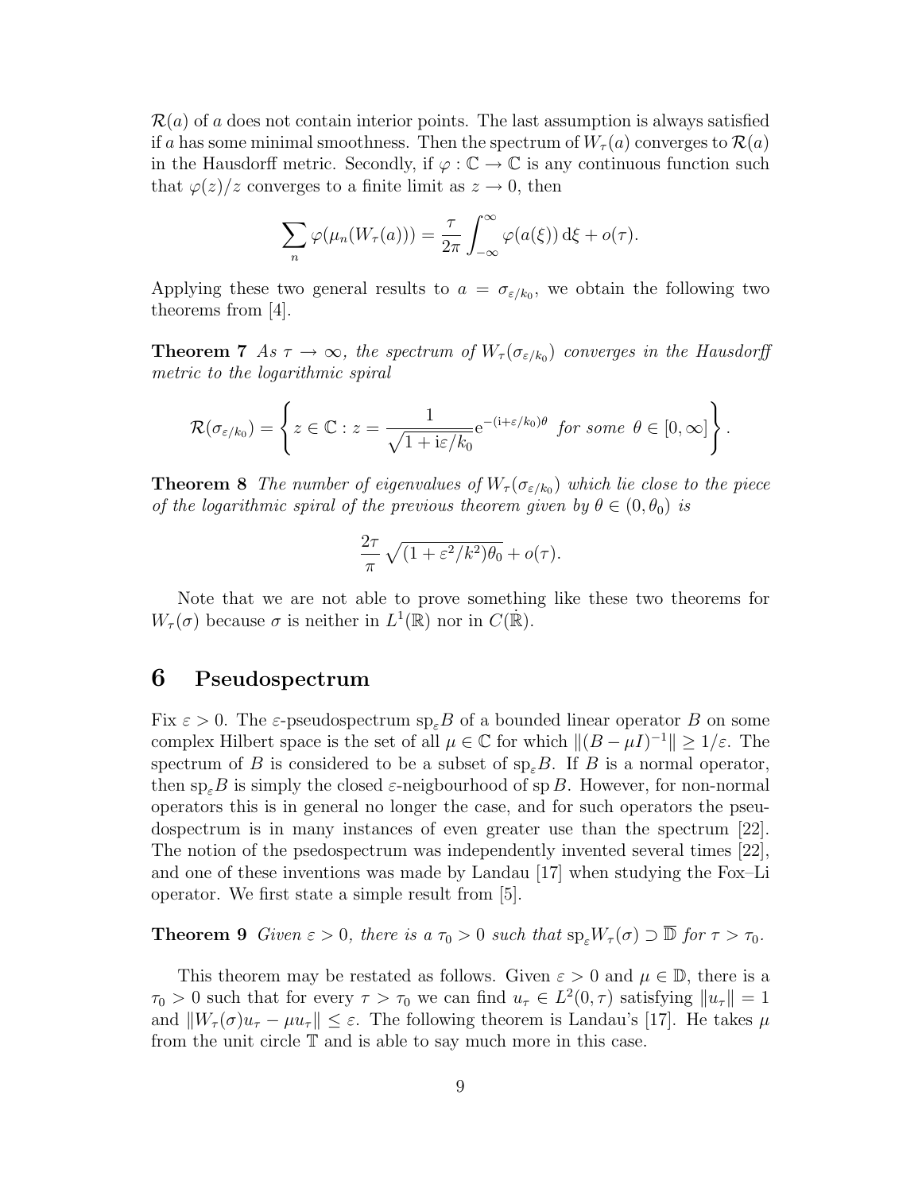$\mathcal{R}(a)$ of $a$ does not contain interior points. The last assumption is always satisfied if $a$ has some minimal smoothness. Then the spectrum of $W_\tau(a)$ converges to $\mathcal{R}(a)$ in the Hausdorff metric. Secondly, if $\varphi : \mathbb{C} \to \mathbb{C}$ is any continuous function such that $\varphi(z)/z$ converges to a finite limit as $z \to 0$, then

$$\sum_n \varphi(\mu_n(W_\tau(a))) = \frac{\tau}{2\pi} \int_{-\infty}^{\infty} \varphi(a(\xi))\,\mathrm{d}\xi + o(\tau).$$

Applying these two general results to $a = \sigma_{\varepsilon/k_0}$, we obtain the following two theorems from [4].

**Theorem 7** *As $\tau \to \infty$, the spectrum of $W_\tau(\sigma_{\varepsilon/k_0})$ converges in the Hausdorff metric to the logarithmic spiral*

$$\mathcal{R}(\sigma_{\varepsilon/k_0}) = \left\{ z \in \mathbb{C} : z = \frac{1}{\sqrt{1 + \mathrm{i}\varepsilon/k_0}} \mathrm{e}^{-(\mathrm{i}+\varepsilon/k_0)\theta} \ \text{for some} \ \theta \in [0, \infty] \right\}.$$

**Theorem 8** *The number of eigenvalues of $W_\tau(\sigma_{\varepsilon/k_0})$ which lie close to the piece of the logarithmic spiral of the previous theorem given by $\theta \in (0, \theta_0)$ is*

$$\frac{2\tau}{\pi} \sqrt{(1 + \varepsilon^2/k^2)\theta_0} + o(\tau).$$

Note that we are not able to prove something like these two theorems for $W_\tau(\sigma)$ because $\sigma$ is neither in $L^1(\mathbb{R})$ nor in $C(\dot{\mathbb{R}})$.

## 6 Pseudospectrum

Fix $\varepsilon > 0$. The $\varepsilon$-pseudospectrum $\mathrm{sp}_\varepsilon B$ of a bounded linear operator $B$ on some complex Hilbert space is the set of all $\mu \in \mathbb{C}$ for which $\|(B - \mu I)^{-1}\| \geq 1/\varepsilon$. The spectrum of $B$ is considered to be a subset of $\mathrm{sp}_\varepsilon B$. If $B$ is a normal operator, then $\mathrm{sp}_\varepsilon B$ is simply the closed $\varepsilon$-neigbourhood of $\mathrm{sp}\, B$. However, for non-normal operators this is in general no longer the case, and for such operators the pseudospectrum is in many instances of even greater use than the spectrum [22]. The notion of the psedospectrum was independently invented several times [22], and one of these inventions was made by Landau [17] when studying the Fox–Li operator. We first state a simple result from [5].

**Theorem 9** *Given $\varepsilon > 0$, there is a $\tau_0 > 0$ such that $\mathrm{sp}_\varepsilon W_\tau(\sigma) \supset \overline{\mathbb{D}}$ for $\tau > \tau_0$.*

This theorem may be restated as follows. Given $\varepsilon > 0$ and $\mu \in \mathbb{D}$, there is a $\tau_0 > 0$ such that for every $\tau > \tau_0$ we can find $u_\tau \in L^2(0, \tau)$ satisfying $\|u_\tau\| = 1$ and $\|W_\tau(\sigma)u_\tau - \mu u_\tau\| \leq \varepsilon$. The following theorem is Landau's [17]. He takes $\mu$ from the unit circle $\mathbb{T}$ and is able to say much more in this case.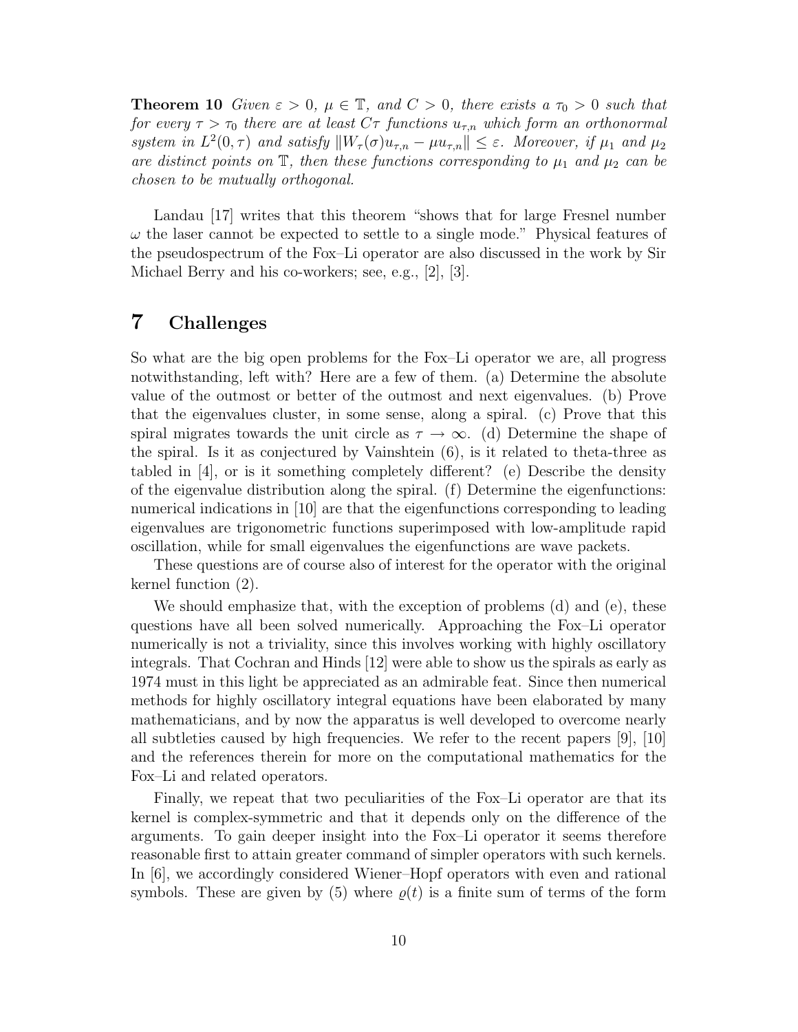**Theorem 10** *Given $\varepsilon > 0$, $\mu \in \mathbb{T}$, and $C > 0$, there exists a $\tau_0 > 0$ such that for every $\tau > \tau_0$ there are at least $C\tau$ functions $u_{\tau,n}$ which form an orthonormal system in $L^2(0, \tau)$ and satisfy $\|W_\tau(\sigma)u_{\tau,n} - \mu u_{\tau,n}\| \le \varepsilon$. Moreover, if $\mu_1$ and $\mu_2$ are distinct points on $\mathbb{T}$, then these functions corresponding to $\mu_1$ and $\mu_2$ can be chosen to be mutually orthogonal.*

Landau [17] writes that this theorem "shows that for large Fresnel number $\omega$ the laser cannot be expected to settle to a single mode." Physical features of the pseudospectrum of the Fox–Li operator are also discussed in the work by Sir Michael Berry and his co-workers; see, e.g., [2], [3].

# 7 Challenges

So what are the big open problems for the Fox–Li operator we are, all progress notwithstanding, left with? Here are a few of them. (a) Determine the absolute value of the outmost or better of the outmost and next eigenvalues. (b) Prove that the eigenvalues cluster, in some sense, along a spiral. (c) Prove that this spiral migrates towards the unit circle as $\tau \to \infty$. (d) Determine the shape of the spiral. Is it as conjectured by Vainshtein (6), is it related to theta-three as tabled in [4], or is it something completely different? (e) Describe the density of the eigenvalue distribution along the spiral. (f) Determine the eigenfunctions: numerical indications in [10] are that the eigenfunctions corresponding to leading eigenvalues are trigonometric functions superimposed with low-amplitude rapid oscillation, while for small eigenvalues the eigenfunctions are wave packets.

These questions are of course also of interest for the operator with the original kernel function (2).

We should emphasize that, with the exception of problems (d) and (e), these questions have all been solved numerically. Approaching the Fox–Li operator numerically is not a triviality, since this involves working with highly oscillatory integrals. That Cochran and Hinds [12] were able to show us the spirals as early as 1974 must in this light be appreciated as an admirable feat. Since then numerical methods for highly oscillatory integral equations have been elaborated by many mathematicians, and by now the apparatus is well developed to overcome nearly all subtleties caused by high frequencies. We refer to the recent papers [9], [10] and the references therein for more on the computational mathematics for the Fox–Li and related operators.

Finally, we repeat that two peculiarities of the Fox–Li operator are that its kernel is complex-symmetric and that it depends only on the difference of the arguments. To gain deeper insight into the Fox–Li operator it seems therefore reasonable first to attain greater command of simpler operators with such kernels. In [6], we accordingly considered Wiener–Hopf operators with even and rational symbols. These are given by (5) where $\varrho(t)$ is a finite sum of terms of the form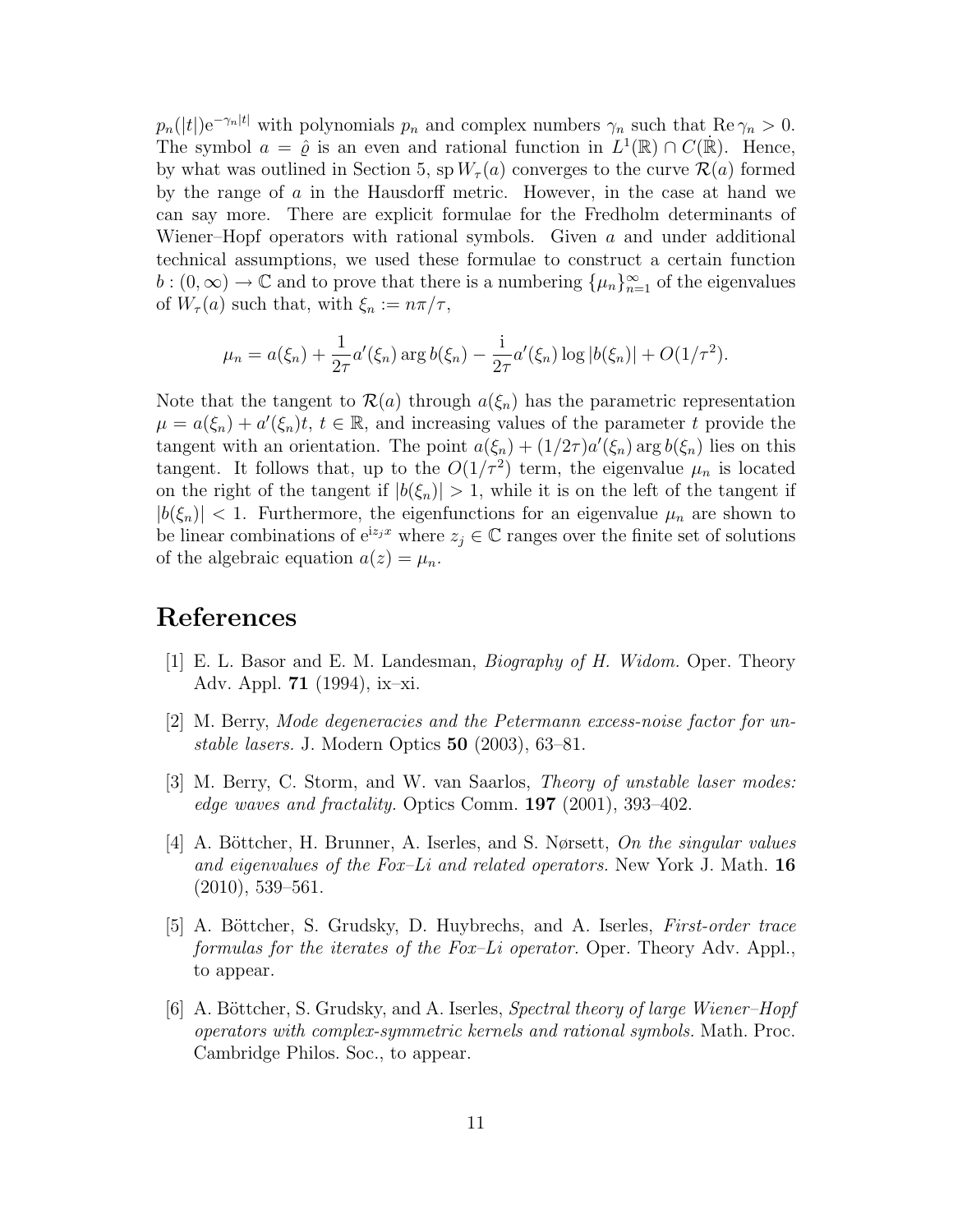$p_n(|t|)e^{-\gamma_n|t|}$ with polynomials $p_n$ and complex numbers $\gamma_n$ such that $\operatorname{Re}\gamma_n > 0$. The symbol $a = \hat{\varrho}$ is an even and rational function in $L^1(\mathbb{R}) \cap \dot{C}(\mathbb{R})$. Hence, by what was outlined in Section 5, $\operatorname{sp} W_\tau(a)$ converges to the curve $\mathcal{R}(a)$ formed by the range of $a$ in the Hausdorff metric. However, in the case at hand we can say more. There are explicit formulae for the Fredholm determinants of Wiener–Hopf operators with rational symbols. Given $a$ and under additional technical assumptions, we used these formulae to construct a certain function $b : (0, \infty) \to \mathbb{C}$ and to prove that there is a numbering $\{\mu_n\}_{n=1}^\infty$ of the eigenvalues of $W_\tau(a)$ such that, with $\xi_n := n\pi/\tau$,

$$\mu_n = a(\xi_n) + \frac{1}{2\tau}a'(\xi_n)\arg b(\xi_n) - \frac{\mathrm{i}}{2\tau}a'(\xi_n)\log|b(\xi_n)| + O(1/\tau^2).$$

Note that the tangent to $\mathcal{R}(a)$ through $a(\xi_n)$ has the parametric representation $\mu = a(\xi_n) + a'(\xi_n)t$, $t \in \mathbb{R}$, and increasing values of the parameter $t$ provide the tangent with an orientation. The point $a(\xi_n) + (1/2\tau)a'(\xi_n)\arg b(\xi_n)$ lies on this tangent. It follows that, up to the $O(1/\tau^2)$ term, the eigenvalue $\mu_n$ is located on the right of the tangent if $|b(\xi_n)| > 1$, while it is on the left of the tangent if $|b(\xi_n)| < 1$. Furthermore, the eigenfunctions for an eigenvalue $\mu_n$ are shown to be linear combinations of $e^{iz_jx}$ where $z_j \in \mathbb{C}$ ranges over the finite set of solutions of the algebraic equation $a(z) = \mu_n$.

# References

[1] E. L. Basor and E. M. Landesman, *Biography of H. Widom.* Oper. Theory Adv. Appl. **71** (1994), ix–xi.

[2] M. Berry, *Mode degeneracies and the Petermann excess-noise factor for unstable lasers.* J. Modern Optics **50** (2003), 63–81.

[3] M. Berry, C. Storm, and W. van Saarlos, *Theory of unstable laser modes: edge waves and fractality.* Optics Comm. **197** (2001), 393–402.

[4] A. Böttcher, H. Brunner, A. Iserles, and S. Nørsett, *On the singular values and eigenvalues of the Fox–Li and related operators.* New York J. Math. **16** (2010), 539–561.

[5] A. Böttcher, S. Grudsky, D. Huybrechs, and A. Iserles, *First-order trace formulas for the iterates of the Fox–Li operator.* Oper. Theory Adv. Appl., to appear.

[6] A. Böttcher, S. Grudsky, and A. Iserles, *Spectral theory of large Wiener–Hopf operators with complex-symmetric kernels and rational symbols.* Math. Proc. Cambridge Philos. Soc., to appear.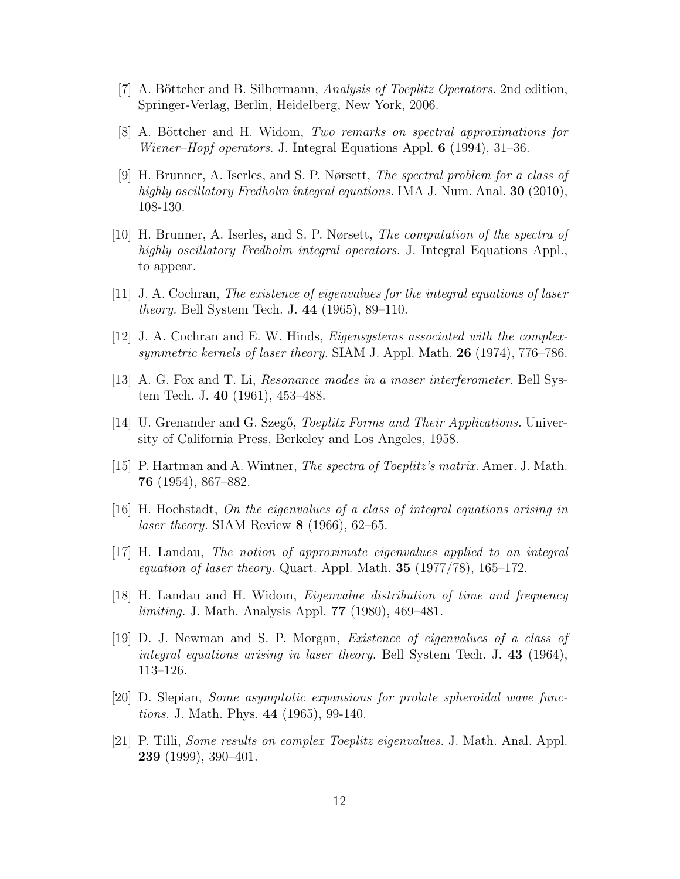[7] A. Böttcher and B. Silbermann, *Analysis of Toeplitz Operators.* 2nd edition, Springer-Verlag, Berlin, Heidelberg, New York, 2006.

[8] A. Böttcher and H. Widom, *Two remarks on spectral approximations for Wiener–Hopf operators.* J. Integral Equations Appl. **6** (1994), 31–36.

[9] H. Brunner, A. Iserles, and S. P. Nørsett, *The spectral problem for a class of highly oscillatory Fredholm integral equations.* IMA J. Num. Anal. **30** (2010), 108-130.

[10] H. Brunner, A. Iserles, and S. P. Nørsett, *The computation of the spectra of highly oscillatory Fredholm integral operators.* J. Integral Equations Appl., to appear.

[11] J. A. Cochran, *The existence of eigenvalues for the integral equations of laser theory.* Bell System Tech. J. **44** (1965), 89–110.

[12] J. A. Cochran and E. W. Hinds, *Eigensystems associated with the complex-symmetric kernels of laser theory.* SIAM J. Appl. Math. **26** (1974), 776–786.

[13] A. G. Fox and T. Li, *Resonance modes in a maser interferometer*. Bell System Tech. J. **40** (1961), 453–488.

[14] U. Grenander and G. Szegő, *Toeplitz Forms and Their Applications.* University of California Press, Berkeley and Los Angeles, 1958.

[15] P. Hartman and A. Wintner, *The spectra of Toeplitz's matrix.* Amer. J. Math. **76** (1954), 867–882.

[16] H. Hochstadt, *On the eigenvalues of a class of integral equations arising in laser theory.* SIAM Review **8** (1966), 62–65.

[17] H. Landau, *The notion of approximate eigenvalues applied to an integral equation of laser theory.* Quart. Appl. Math. **35** (1977/78), 165–172.

[18] H. Landau and H. Widom, *Eigenvalue distribution of time and frequency limiting.* J. Math. Analysis Appl. **77** (1980), 469–481.

[19] D. J. Newman and S. P. Morgan, *Existence of eigenvalues of a class of integral equations arising in laser theory.* Bell System Tech. J. **43** (1964), 113–126.

[20] D. Slepian, *Some asymptotic expansions for prolate spheroidal wave functions.* J. Math. Phys. **44** (1965), 99-140.

[21] P. Tilli, *Some results on complex Toeplitz eigenvalues.* J. Math. Anal. Appl. **239** (1999), 390–401.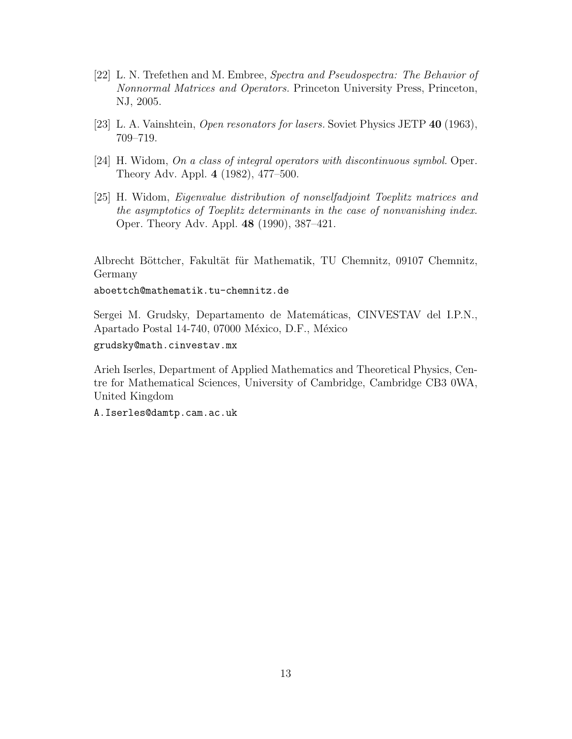[22] L. N. Trefethen and M. Embree, *Spectra and Pseudospectra: The Behavior of Nonnormal Matrices and Operators.* Princeton University Press, Princeton, NJ, 2005.

[23] L. A. Vainshtein, *Open resonators for lasers.* Soviet Physics JETP **40** (1963), 709–719.

[24] H. Widom, *On a class of integral operators with discontinuous symbol.* Oper. Theory Adv. Appl. **4** (1982), 477–500.

[25] H. Widom, *Eigenvalue distribution of nonselfadjoint Toeplitz matrices and the asymptotics of Toeplitz determinants in the case of nonvanishing index.* Oper. Theory Adv. Appl. **48** (1990), 387–421.

Albrecht Böttcher, Fakultät für Mathematik, TU Chemnitz, 09107 Chemnitz, Germany

aboettch@mathematik.tu-chemnitz.de

Sergei M. Grudsky, Departamento de Matemáticas, CINVESTAV del I.P.N., Apartado Postal 14-740, 07000 México, D.F., México

grudsky@math.cinvestav.mx

Arieh Iserles, Department of Applied Mathematics and Theoretical Physics, Centre for Mathematical Sciences, University of Cambridge, Cambridge CB3 0WA, United Kingdom

A.Iserles@damtp.cam.ac.uk